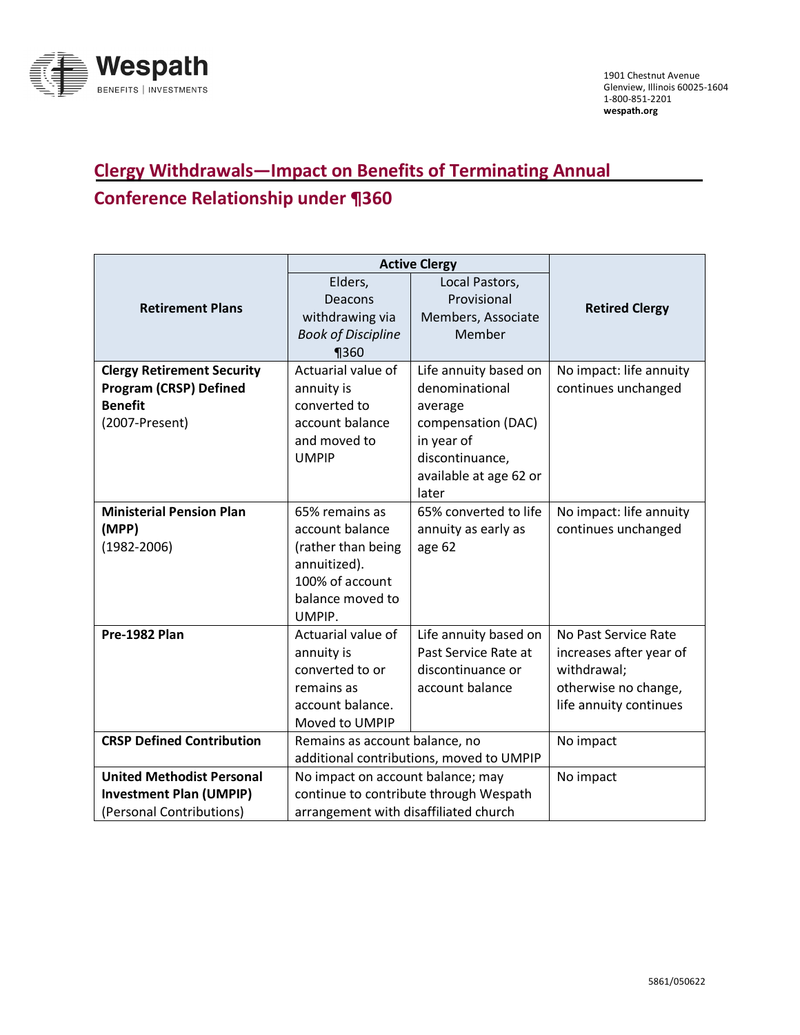Wespath
BENEFITS | INVESTMENTS

1901 Chestnut Avenue
Glenview, Illinois 60025-1604
1-800-851-2201
**wespath.org**

## Clergy Withdrawals—Impact on Benefits of Terminating Annual Conference Relationship under ¶360

| Retirement Plans | Active Clergy | | Retired Clergy |
|---|---|---|---|
| | Elders, Deacons withdrawing via *Book of Discipline* ¶360 | Local Pastors, Provisional Members, Associate Member | |
| **Clergy Retirement Security Program (CRSP) Defined Benefit** (2007-Present) | Actuarial value of annuity is converted to account balance and moved to UMPIP | Life annuity based on denominational average compensation (DAC) in year of discontinuance, available at age 62 or later | No impact: life annuity continues unchanged |
| **Ministerial Pension Plan (MPP)** (1982-2006) | 65% remains as account balance (rather than being annuitized). 100% of account balance moved to UMPIP. | 65% converted to life annuity as early as age 62 | No impact: life annuity continues unchanged |
| **Pre-1982 Plan** | Actuarial value of annuity is converted to or remains as account balance. Moved to UMPIP | Life annuity based on Past Service Rate at discontinuance or account balance | No Past Service Rate increases after year of withdrawal; otherwise no change, life annuity continues |
| **CRSP Defined Contribution** | Remains as account balance, no additional contributions, moved to UMPIP | | No impact |
| **United Methodist Personal Investment Plan (UMPIP)** (Personal Contributions) | No impact on account balance; may continue to contribute through Wespath arrangement with disaffiliated church | | No impact |

5861/050622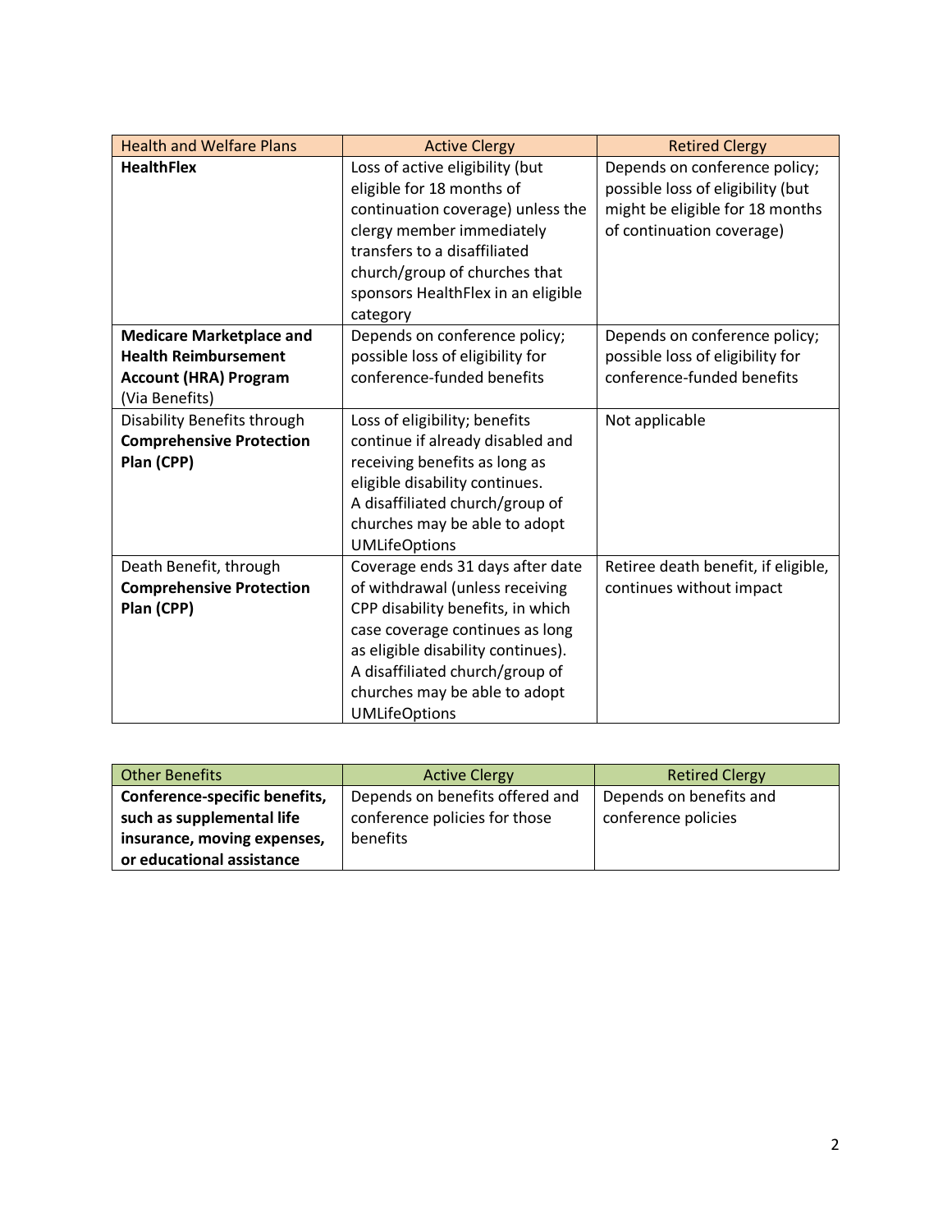| Health and Welfare Plans | Active Clergy | Retired Clergy |
|---|---|---|
| **HealthFlex** | Loss of active eligibility (but eligible for 18 months of continuation coverage) unless the clergy member immediately transfers to a disaffiliated church/group of churches that sponsors HealthFlex in an eligible category | Depends on conference policy; possible loss of eligibility (but might be eligible for 18 months of continuation coverage) |
| **Medicare Marketplace and Health Reimbursement Account (HRA) Program** (Via Benefits) | Depends on conference policy; possible loss of eligibility for conference-funded benefits | Depends on conference policy; possible loss of eligibility for conference-funded benefits |
| Disability Benefits through **Comprehensive Protection Plan (CPP)** | Loss of eligibility; benefits continue if already disabled and receiving benefits as long as eligible disability continues. A disaffiliated church/group of churches may be able to adopt UMLifeOptions | Not applicable |
| Death Benefit, through **Comprehensive Protection Plan (CPP)** | Coverage ends 31 days after date of withdrawal (unless receiving CPP disability benefits, in which case coverage continues as long as eligible disability continues). A disaffiliated church/group of churches may be able to adopt UMLifeOptions | Retiree death benefit, if eligible, continues without impact |

| Other Benefits | Active Clergy | Retired Clergy |
|---|---|---|
| **Conference-specific benefits, such as supplemental life insurance, moving expenses, or educational assistance** | Depends on benefits offered and conference policies for those benefits | Depends on benefits and conference policies |